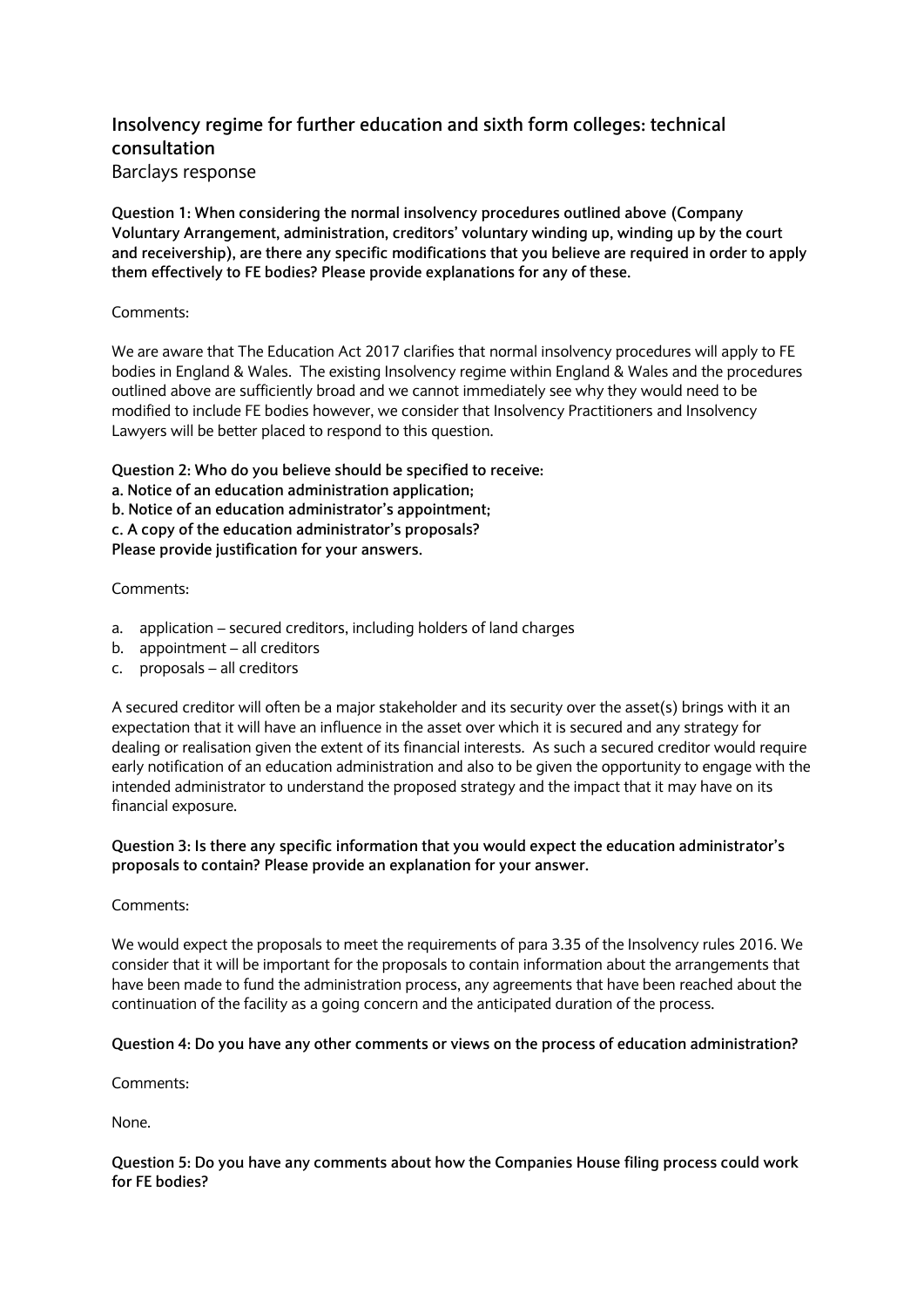# Insolvency regime for further education and sixth form colleges: technical consultation

Barclays response

**Question 1: When considering the normal insolvency procedures outlined above (Company Voluntary Arrangement, administration, creditors' voluntary winding up, winding up by the court and receivership), are there any specific modifications that you believe are required in order to apply them effectively to FE bodies? Please provide explanations for any of these.**

Comments:

We are aware that The Education Act 2017 clarifies that normal insolvency procedures will apply to FE bodies in England & Wales. The existing Insolvency regime within England & Wales and the procedures outlined above are sufficiently broad and we cannot immediately see why they would need to be modified to include FE bodies however, we consider that Insolvency Practitioners and Insolvency Lawyers will be better placed to respond to this question.

**Question 2: Who do you believe should be specified to receive:**
**a. Notice of an education administration application;**
**b. Notice of an education administrator's appointment;**
**c. A copy of the education administrator's proposals?**
**Please provide justification for your answers.**

Comments:

a. application – secured creditors, including holders of land charges
b. appointment – all creditors
c. proposals – all creditors

A secured creditor will often be a major stakeholder and its security over the asset(s) brings with it an expectation that it will have an influence in the asset over which it is secured and any strategy for dealing or realisation given the extent of its financial interests. As such a secured creditor would require early notification of an education administration and also to be given the opportunity to engage with the intended administrator to understand the proposed strategy and the impact that it may have on its financial exposure.

**Question 3: Is there any specific information that you would expect the education administrator's proposals to contain? Please provide an explanation for your answer.**

Comments:

We would expect the proposals to meet the requirements of para 3.35 of the Insolvency rules 2016. We consider that it will be important for the proposals to contain information about the arrangements that have been made to fund the administration process, any agreements that have been reached about the continuation of the facility as a going concern and the anticipated duration of the process.

**Question 4: Do you have any other comments or views on the process of education administration?**

Comments:

None.

**Question 5: Do you have any comments about how the Companies House filing process could work for FE bodies?**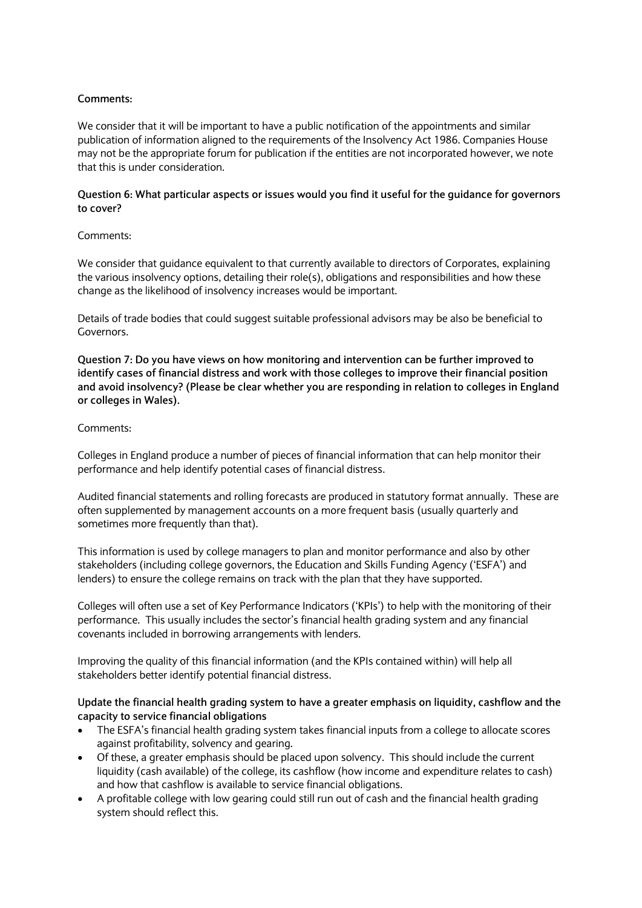**Comments:**

We consider that it will be important to have a public notification of the appointments and similar publication of information aligned to the requirements of the Insolvency Act 1986. Companies House may not be the appropriate forum for publication if the entities are not incorporated however, we note that this is under consideration.

**Question 6: What particular aspects or issues would you find it useful for the guidance for governors to cover?**

Comments:

We consider that guidance equivalent to that currently available to directors of Corporates, explaining the various insolvency options, detailing their role(s), obligations and responsibilities and how these change as the likelihood of insolvency increases would be important.

Details of trade bodies that could suggest suitable professional advisors may be also be beneficial to Governors.

**Question 7: Do you have views on how monitoring and intervention can be further improved to identify cases of financial distress and work with those colleges to improve their financial position and avoid insolvency? (Please be clear whether you are responding in relation to colleges in England or colleges in Wales).**

Comments:

Colleges in England produce a number of pieces of financial information that can help monitor their performance and help identify potential cases of financial distress.

Audited financial statements and rolling forecasts are produced in statutory format annually. These are often supplemented by management accounts on a more frequent basis (usually quarterly and sometimes more frequently than that).

This information is used by college managers to plan and monitor performance and also by other stakeholders (including college governors, the Education and Skills Funding Agency ('ESFA') and lenders) to ensure the college remains on track with the plan that they have supported.

Colleges will often use a set of Key Performance Indicators ('KPIs') to help with the monitoring of their performance. This usually includes the sector's financial health grading system and any financial covenants included in borrowing arrangements with lenders.

Improving the quality of this financial information (and the KPIs contained within) will help all stakeholders better identify potential financial distress.

**Update the financial health grading system to have a greater emphasis on liquidity, cashflow and the capacity to service financial obligations**

- The ESFA's financial health grading system takes financial inputs from a college to allocate scores against profitability, solvency and gearing.
- Of these, a greater emphasis should be placed upon solvency. This should include the current liquidity (cash available) of the college, its cashflow (how income and expenditure relates to cash) and how that cashflow is available to service financial obligations.
- A profitable college with low gearing could still run out of cash and the financial health grading system should reflect this.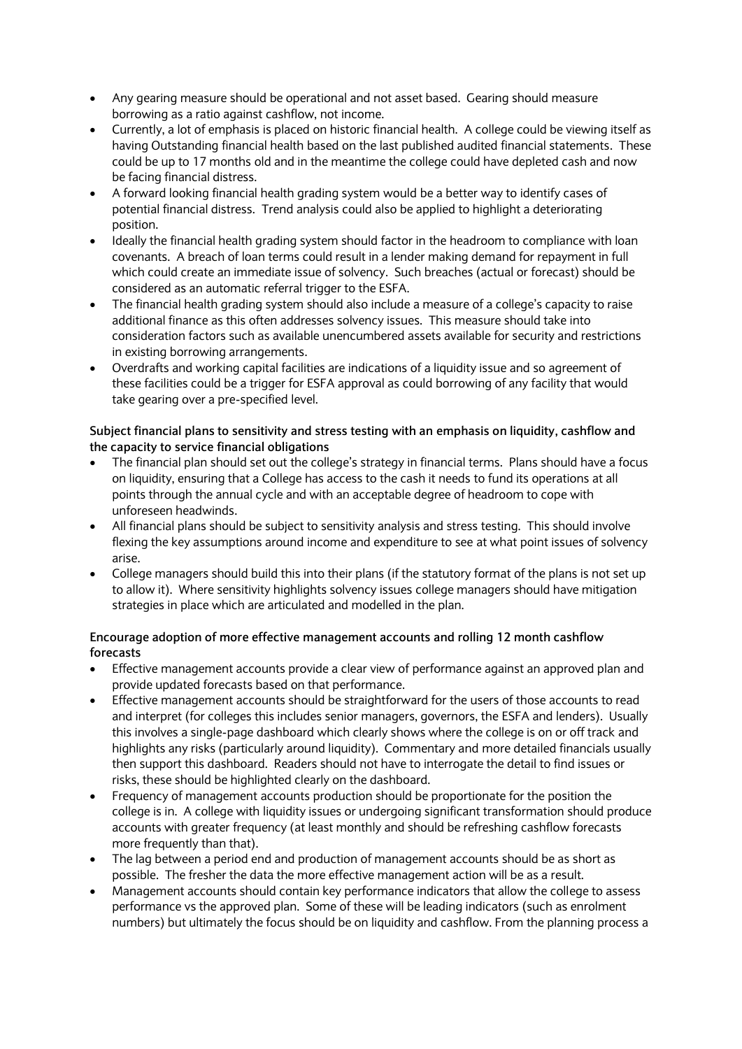- Any gearing measure should be operational and not asset based. Gearing should measure borrowing as a ratio against cashflow, not income.
- Currently, a lot of emphasis is placed on historic financial health. A college could be viewing itself as having Outstanding financial health based on the last published audited financial statements. These could be up to 17 months old and in the meantime the college could have depleted cash and now be facing financial distress.
- A forward looking financial health grading system would be a better way to identify cases of potential financial distress. Trend analysis could also be applied to highlight a deteriorating position.
- Ideally the financial health grading system should factor in the headroom to compliance with loan covenants. A breach of loan terms could result in a lender making demand for repayment in full which could create an immediate issue of solvency. Such breaches (actual or forecast) should be considered as an automatic referral trigger to the ESFA.
- The financial health grading system should also include a measure of a college's capacity to raise additional finance as this often addresses solvency issues. This measure should take into consideration factors such as available unencumbered assets available for security and restrictions in existing borrowing arrangements.
- Overdrafts and working capital facilities are indications of a liquidity issue and so agreement of these facilities could be a trigger for ESFA approval as could borrowing of any facility that would take gearing over a pre-specified level.

**Subject financial plans to sensitivity and stress testing with an emphasis on liquidity, cashflow and the capacity to service financial obligations**

- The financial plan should set out the college's strategy in financial terms. Plans should have a focus on liquidity, ensuring that a College has access to the cash it needs to fund its operations at all points through the annual cycle and with an acceptable degree of headroom to cope with unforeseen headwinds.
- All financial plans should be subject to sensitivity analysis and stress testing. This should involve flexing the key assumptions around income and expenditure to see at what point issues of solvency arise.
- College managers should build this into their plans (if the statutory format of the plans is not set up to allow it). Where sensitivity highlights solvency issues college managers should have mitigation strategies in place which are articulated and modelled in the plan.

**Encourage adoption of more effective management accounts and rolling 12 month cashflow forecasts**

- Effective management accounts provide a clear view of performance against an approved plan and provide updated forecasts based on that performance.
- Effective management accounts should be straightforward for the users of those accounts to read and interpret (for colleges this includes senior managers, governors, the ESFA and lenders). Usually this involves a single-page dashboard which clearly shows where the college is on or off track and highlights any risks (particularly around liquidity). Commentary and more detailed financials usually then support this dashboard. Readers should not have to interrogate the detail to find issues or risks, these should be highlighted clearly on the dashboard.
- Frequency of management accounts production should be proportionate for the position the college is in. A college with liquidity issues or undergoing significant transformation should produce accounts with greater frequency (at least monthly and should be refreshing cashflow forecasts more frequently than that).
- The lag between a period end and production of management accounts should be as short as possible. The fresher the data the more effective management action will be as a result.
- Management accounts should contain key performance indicators that allow the college to assess performance vs the approved plan. Some of these will be leading indicators (such as enrolment numbers) but ultimately the focus should be on liquidity and cashflow. From the planning process a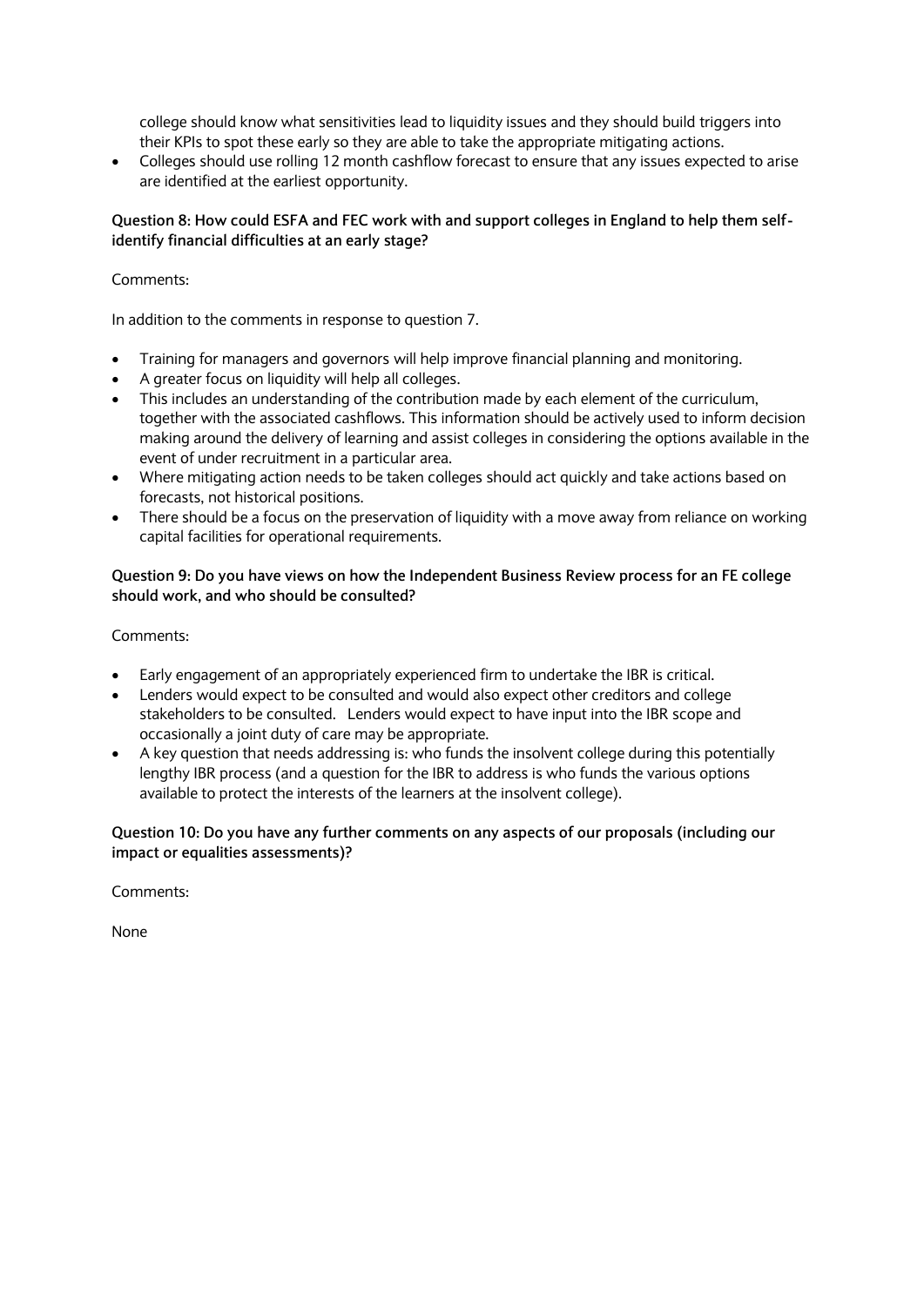college should know what sensitivities lead to liquidity issues and they should build triggers into their KPIs to spot these early so they are able to take the appropriate mitigating actions.
- Colleges should use rolling 12 month cashflow forecast to ensure that any issues expected to arise are identified at the earliest opportunity.

**Question 8: How could ESFA and FEC work with and support colleges in England to help them self-identify financial difficulties at an early stage?**

Comments:

In addition to the comments in response to question 7.

- Training for managers and governors will help improve financial planning and monitoring.
- A greater focus on liquidity will help all colleges.
- This includes an understanding of the contribution made by each element of the curriculum, together with the associated cashflows. This information should be actively used to inform decision making around the delivery of learning and assist colleges in considering the options available in the event of under recruitment in a particular area.
- Where mitigating action needs to be taken colleges should act quickly and take actions based on forecasts, not historical positions.
- There should be a focus on the preservation of liquidity with a move away from reliance on working capital facilities for operational requirements.

**Question 9: Do you have views on how the Independent Business Review process for an FE college should work, and who should be consulted?**

Comments:

- Early engagement of an appropriately experienced firm to undertake the IBR is critical.
- Lenders would expect to be consulted and would also expect other creditors and college stakeholders to be consulted. Lenders would expect to have input into the IBR scope and occasionally a joint duty of care may be appropriate.
- A key question that needs addressing is: who funds the insolvent college during this potentially lengthy IBR process (and a question for the IBR to address is who funds the various options available to protect the interests of the learners at the insolvent college).

**Question 10: Do you have any further comments on any aspects of our proposals (including our impact or equalities assessments)?**

Comments:

None